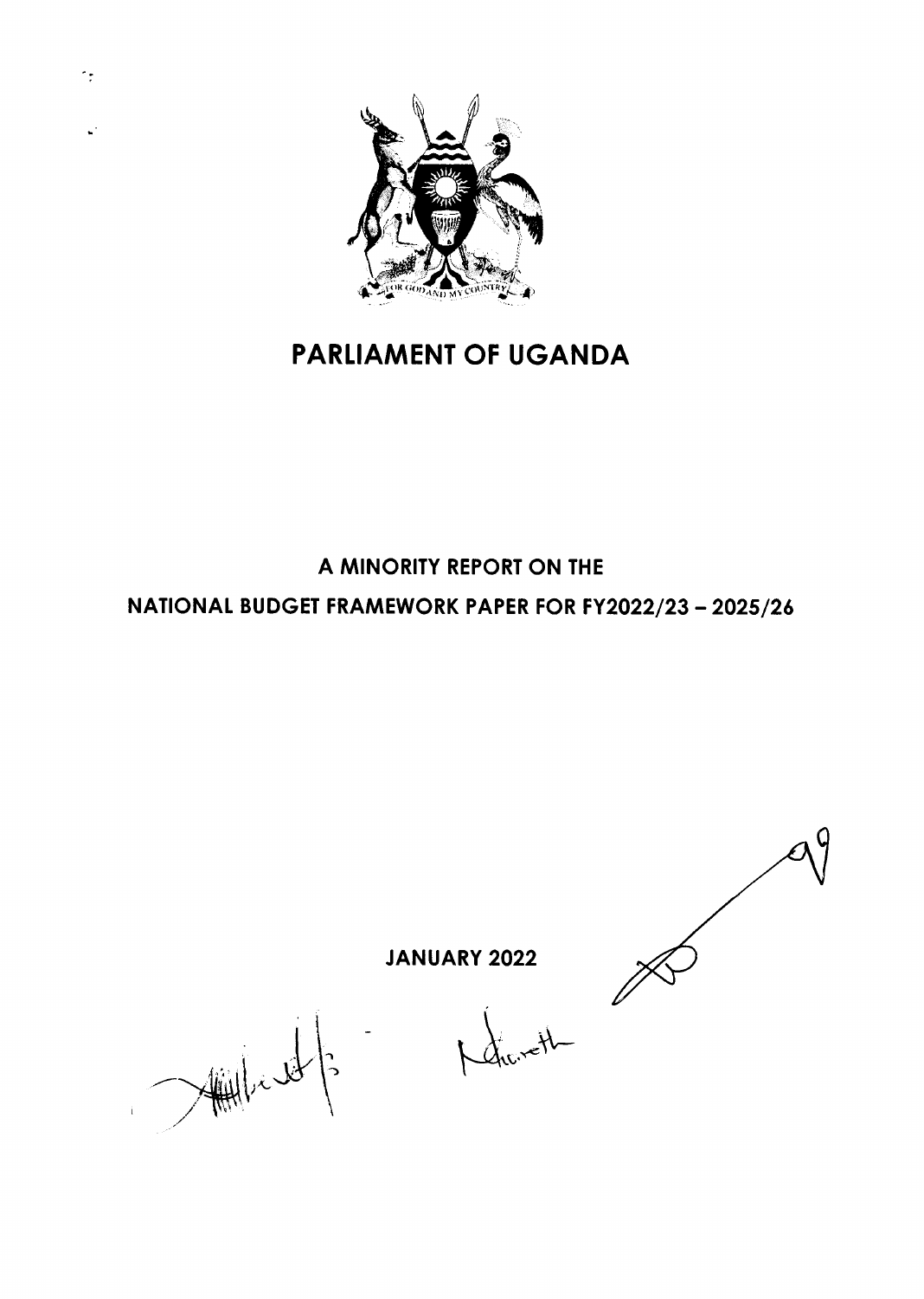# PARLIAMENT OF UGANDA

## A MINORITY REPORT ON THE

## NATIONAL BUDGET FRAMEWORK PAPER FOR FY2022/23 – 2025/26

**JANUARY 2022**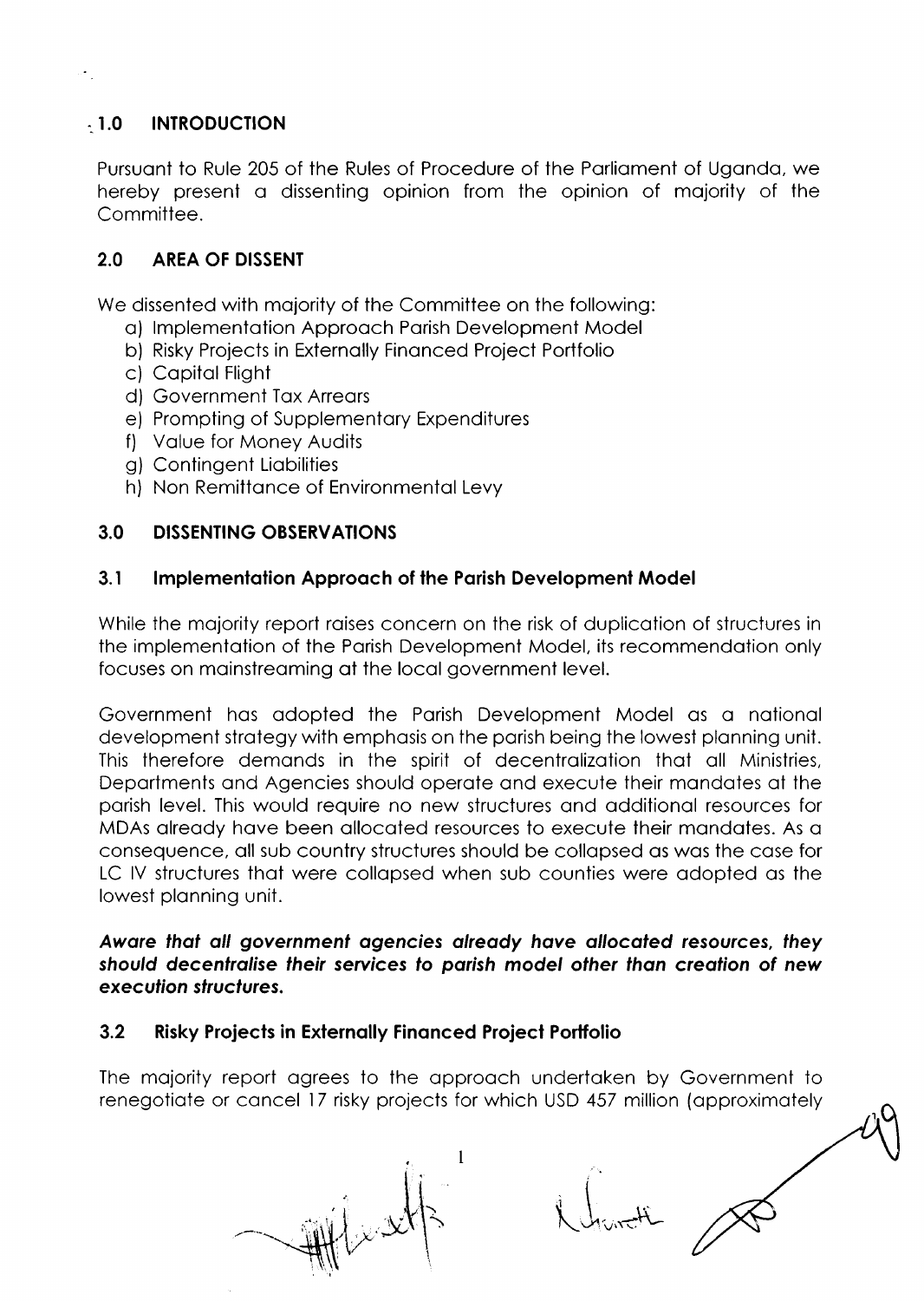## 1.0 INTRODUCTION

Pursuant to Rule 205 of the Rules of Procedure of the Parliament of Uganda, we hereby present a dissenting opinion from the opinion of majority of the Committee.

## 2.0 AREA OF DISSENT

We dissented with majority of the Committee on the following:

a) Implementation Approach Parish Development Model
b) Risky Projects in Externally Financed Project Portfolio
c) Capital Flight
d) Government Tax Arrears
e) Prompting of Supplementary Expenditures
f) Value for Money Audits
g) Contingent Liabilities
h) Non Remittance of Environmental Levy

## 3.0 DISSENTING OBSERVATIONS

### 3.1 Implementation Approach of the Parish Development Model

While the majority report raises concern on the risk of duplication of structures in the implementation of the Parish Development Model, its recommendation only focuses on mainstreaming at the local government level.

Government has adopted the Parish Development Model as a national development strategy with emphasis on the parish being the lowest planning unit. This therefore demands in the spirit of decentralization that all Ministries, Departments and Agencies should operate and execute their mandates at the parish level. This would require no new structures and additional resources for MDAs already have been allocated resources to execute their mandates. As a consequence, all sub country structures should be collapsed as was the case for LC IV structures that were collapsed when sub counties were adopted as the lowest planning unit.

***Aware that all government agencies already have allocated resources, they should decentralise their services to parish model other than creation of new execution structures.***

### 3.2 Risky Projects in Externally Financed Project Portfolio

The majority report agrees to the approach undertaken by Government to renegotiate or cancel 17 risky projects for which USD 457 million (approximately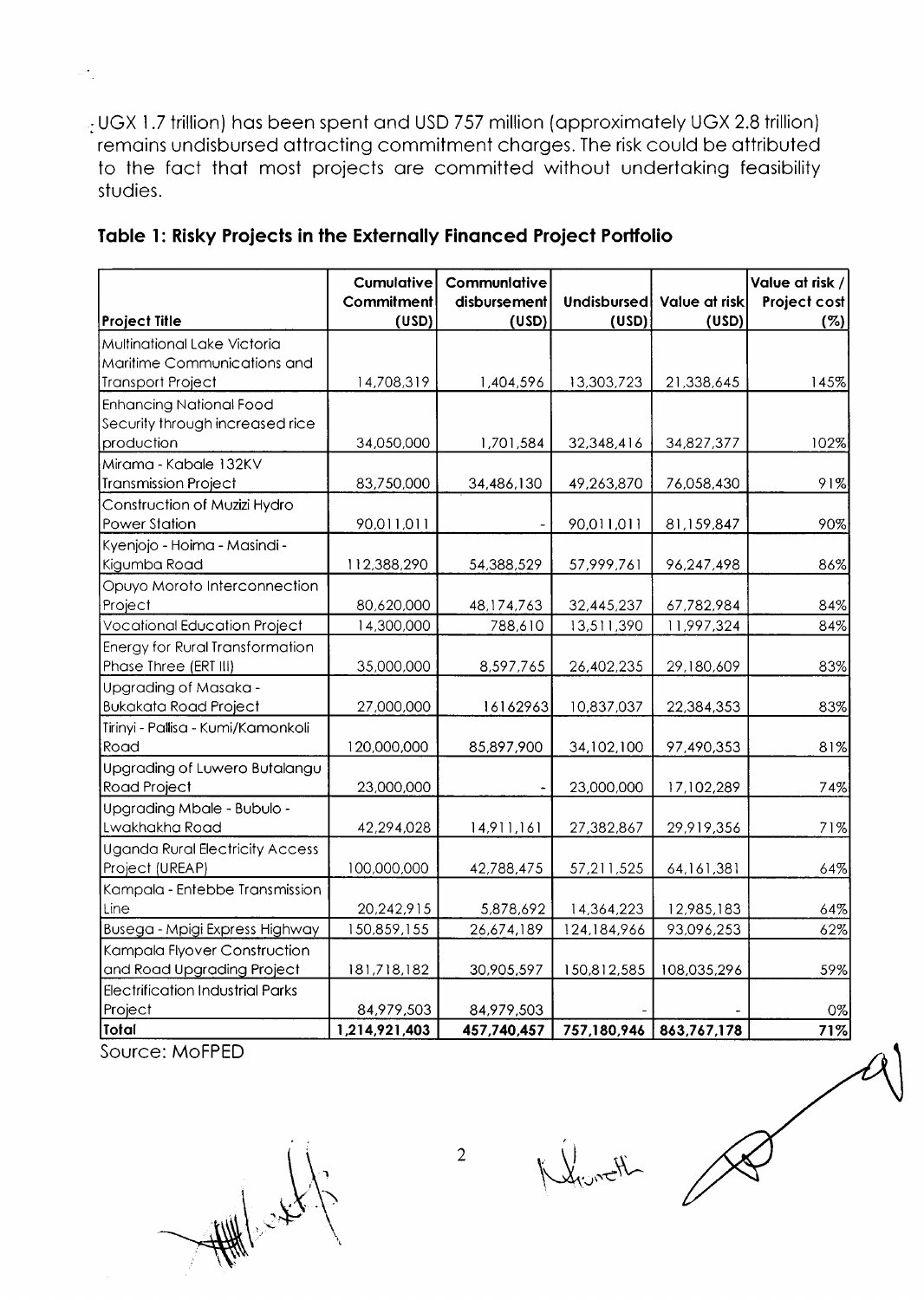UGX 1.7 trillion) has been spent and USD 757 million (approximately UGX 2.8 trillion) remains undisbursed attracting commitment charges. The risk could be attributed to the fact that most projects are committed without undertaking feasibility studies.

### Table 1: Risky Projects in the Externally Financed Project Portfolio

| Project Title | Cumulative Commitment (USD) | Communlative disbursement (USD) | Undisbursed (USD) | Value at risk (USD) | Value at risk / Project cost (%) |
|---|---|---|---|---|---|
| Multinational Lake Victoria Maritime Communications and Transport Project | 14,708,319 | 1,404,596 | 13,303,723 | 21,338,645 | 145% |
| Enhancing National Food Security through increased rice production | 34,050,000 | 1,701,584 | 32,348,416 | 34,827,377 | 102% |
| Mirama - Kabale 132KV Transmission Project | 83,750,000 | 34,486,130 | 49,263,870 | 76,058,430 | 91% |
| Construction of Muzizi Hydro Power Station | 90,011,011 | - | 90,011,011 | 81,159,847 | 90% |
| Kyenjojo - Hoima - Masindi - Kigumba Road | 112,388,290 | 54,388,529 | 57,999,761 | 96,247,498 | 86% |
| Opuyo Moroto Interconnection Project | 80,620,000 | 48,174,763 | 32,445,237 | 67,782,984 | 84% |
| Vocational Education Project | 14,300,000 | 788,610 | 13,511,390 | 11,997,324 | 84% |
| Energy for Rural Transformation Phase Three (ERT III) | 35,000,000 | 8,597,765 | 26,402,235 | 29,180,609 | 83% |
| Upgrading of Masaka - Bukakata Road Project | 27,000,000 | 16162963 | 10,837,037 | 22,384,353 | 83% |
| Tirinyi - Pallisa - Kumi/Kamonkoli Road | 120,000,000 | 85,897,900 | 34,102,100 | 97,490,353 | 81% |
| Upgrading of Luwero Butalangu Road Project | 23,000,000 | - | 23,000,000 | 17,102,289 | 74% |
| Upgrading Mbale - Bubulo - Lwakhakha Road | 42,294,028 | 14,911,161 | 27,382,867 | 29,919,356 | 71% |
| Uganda Rural Electricity Access Project (UREAP) | 100,000,000 | 42,788,475 | 57,211,525 | 64,161,381 | 64% |
| Kampala - Entebbe Transmission Line | 20,242,915 | 5,878,692 | 14,364,223 | 12,985,183 | 64% |
| Busega - Mpigi Express Highway | 150,859,155 | 26,674,189 | 124,184,966 | 93,096,253 | 62% |
| Kampala Flyover Construction and Road Upgrading Project | 181,718,182 | 30,905,597 | 150,812,585 | 108,035,296 | 59% |
| Electrification Industrial Parks Project | 84,979,503 | 84,979,503 | - | - | 0% |
| **Total** | **1,214,921,403** | **457,740,457** | **757,180,946** | **863,767,178** | **71%** |

Source: MoFPED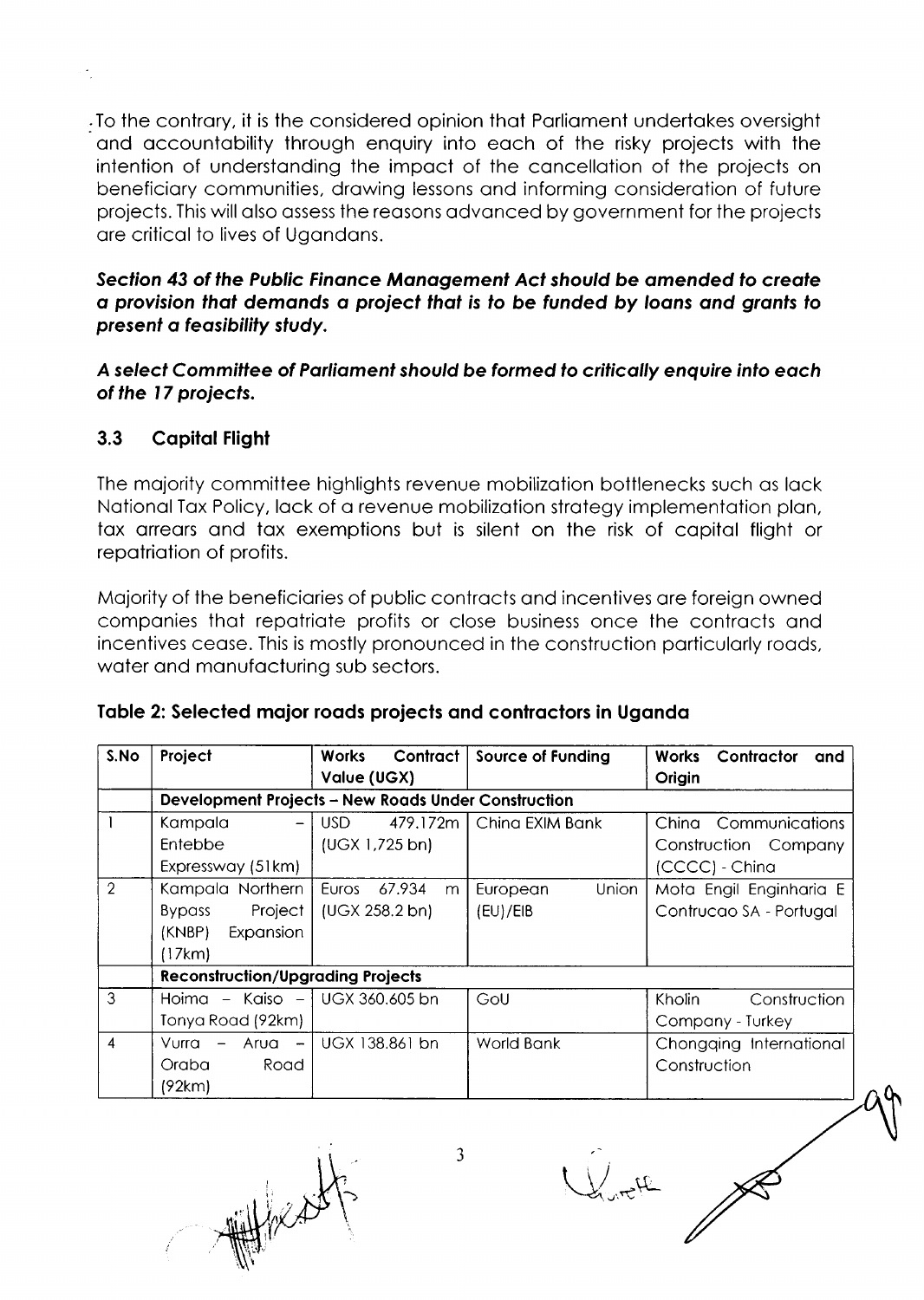To the contrary, it is the considered opinion that Parliament undertakes oversight and accountability through enquiry into each of the risky projects with the intention of understanding the impact of the cancellation of the projects on beneficiary communities, drawing lessons and informing consideration of future projects. This will also assess the reasons advanced by government for the projects are critical to lives of Ugandans.

***Section 43 of the Public Finance Management Act should be amended to create a provision that demands a project that is to be funded by loans and grants to present a feasibility study.***

***A select Committee of Parliament should be formed to critically enquire into each of the 17 projects.***

### 3.3 Capital Flight

The majority committee highlights revenue mobilization bottlenecks such as lack National Tax Policy, lack of a revenue mobilization strategy implementation plan, tax arrears and tax exemptions but is silent on the risk of capital flight or repatriation of profits.

Majority of the beneficiaries of public contracts and incentives are foreign owned companies that repatriate profits or close business once the contracts and incentives cease. This is mostly pronounced in the construction particularly roads, water and manufacturing sub sectors.

**Table 2: Selected major roads projects and contractors in Uganda**

| S.No | Project | Works Contract Value (UGX) | Source of Funding | Works Contractor and Origin |
|---|---|---|---|---|
| | **Development Projects – New Roads Under Construction** | | | |
| 1 | Kampala – Entebbe Expressway (51km) | USD 479.172m (UGX 1,725 bn) | China EXIM Bank | China Communications Construction Company (CCCC) - China |
| 2 | Kampala Northern Bypass Project (KNBP) Expansion (17km) | Euros 67.934 m (UGX 258.2 bn) | European Union (EU)/EIB | Mota Engil Enginharia E Contrucao SA - Portugal |
| | **Reconstruction/Upgrading Projects** | | | |
| 3 | Hoima – Kaiso – Tonya Road (92km) | UGX 360.605 bn | GoU | Kholin Construction Company - Turkey |
| 4 | Vurra – Arua – Oraba Road (92km) | UGX 138.861 bn | World Bank | Chongqing International Construction |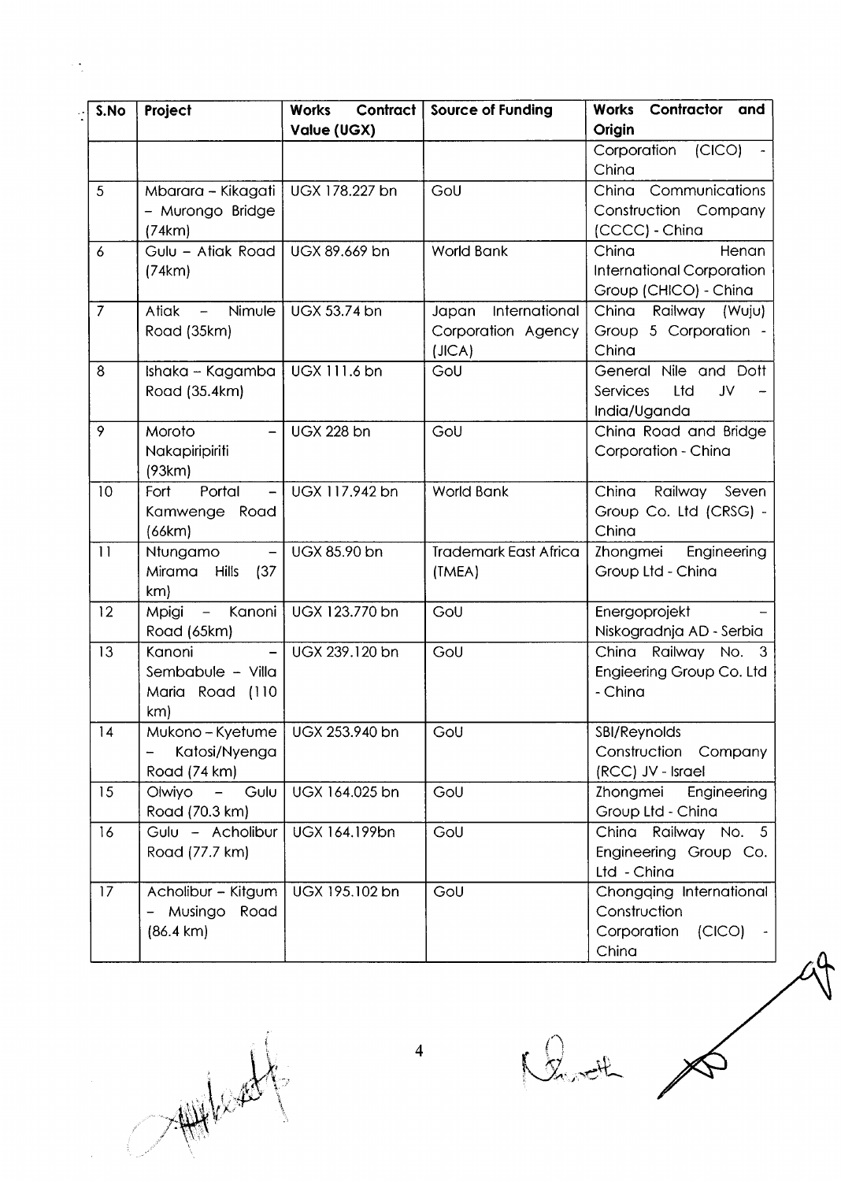| S.No | Project | Works Contract Value (UGX) | Source of Funding | Works Contractor and Origin |
|---|---|---|---|---|
| | | | | Corporation (CICO) - China |
| 5 | Mbarara – Kikagati – Murongo Bridge (74km) | UGX 178.227 bn | GoU | China Communications Construction Company (CCCC) - China |
| 6 | Gulu – Atiak Road (74km) | UGX 89.669 bn | World Bank | China Henan International Corporation Group (CHICO) - China |
| 7 | Atiak – Nimule Road (35km) | UGX 53.74 bn | Japan International Corporation Agency (JICA) | China Railway (Wuju) Group 5 Corporation - China |
| 8 | Ishaka – Kagamba Road (35.4km) | UGX 111.6 bn | GoU | General Nile and Dott Services Ltd JV – India/Uganda |
| 9 | Moroto – Nakapiripiriti (93km) | UGX 228 bn | GoU | China Road and Bridge Corporation - China |
| 10 | Fort Portal – Kamwenge Road (66km) | UGX 117.942 bn | World Bank | China Railway Seven Group Co. Ltd (CRSG) - China |
| 11 | Ntungamo – Mirama Hills (37 km) | UGX 85.90 bn | Trademark East Africa (TMEA) | Zhongmei Engineering Group Ltd - China |
| 12 | Mpigi – Kanoni Road (65km) | UGX 123.770 bn | GoU | Energoprojekt – Niskogradnja AD - Serbia |
| 13 | Kanoni – Sembabule – Villa Maria Road (110 km) | UGX 239.120 bn | GoU | China Railway No. 3 Engieering Group Co. Ltd - China |
| 14 | Mukono – Kyetume – Katosi/Nyenga Road (74 km) | UGX 253.940 bn | GoU | SBI/Reynolds Construction Company (RCC) JV - Israel |
| 15 | Olwiyo – Gulu Road (70.3 km) | UGX 164.025 bn | GoU | Zhongmei Engineering Group Ltd - China |
| 16 | Gulu – Acholibur Road (77.7 km) | UGX 164.199bn | GoU | China Railway No. 5 Engineering Group Co. Ltd - China |
| 17 | Acholibur – Kitgum – Musingo Road (86.4 km) | UGX 195.102 bn | GoU | Chongqing International Construction Corporation (CICO) - China |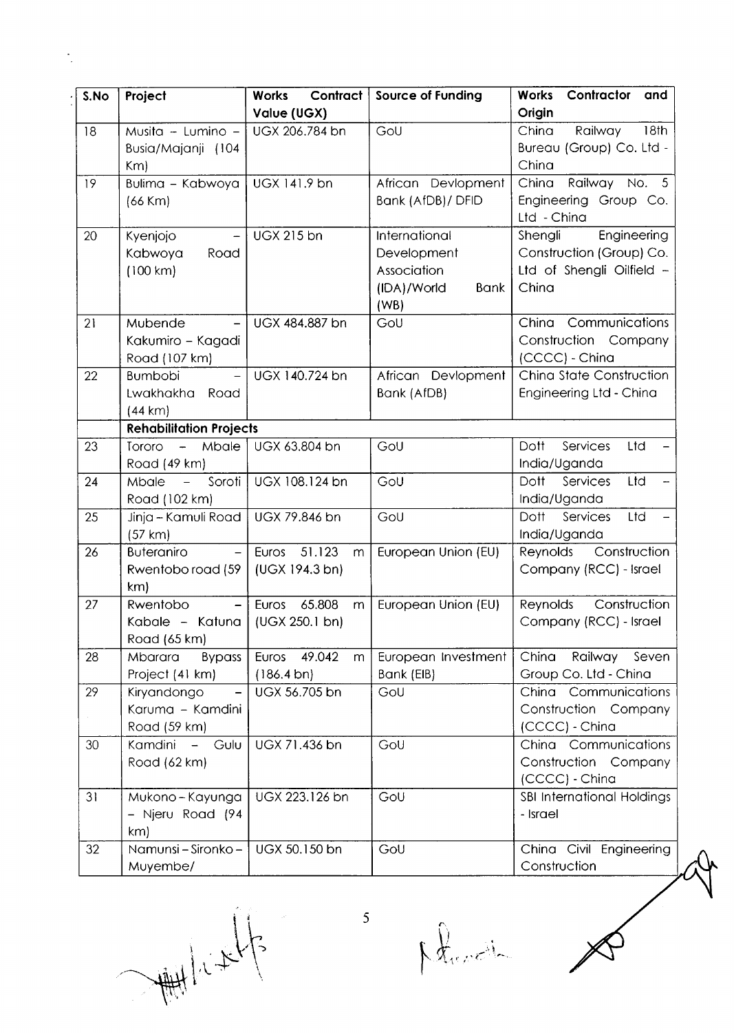| S.No | Project | Works Contract Value (UGX) | Source of Funding | Works Contractor and Origin |
|---|---|---|---|---|
| 18 | Musita – Lumino – Busia/Majanji (104 Km) | UGX 206.784 bn | GoU | China Railway 18th Bureau (Group) Co. Ltd - China |
| 19 | Bulima – Kabwoya (66 Km) | UGX 141.9 bn | African Devlopment Bank (AfDB)/ DFID | China Railway No. 5 Engineering Group Co. Ltd - China |
| 20 | Kyenjojo – Kabwoya Road (100 km) | UGX 215 bn | International Development Association (IDA)/World Bank (WB) | Shengli Engineering Construction (Group) Co. Ltd of Shengli Oilfield – China |
| 21 | Mubende – Kakumiro – Kagadi Road (107 km) | UGX 484.887 bn | GoU | China Communications Construction Company (CCCC) - China |
| 22 | Bumbobi – Lwakhakha Road (44 km) | UGX 140.724 bn | African Devlopment Bank (AfDB) | China State Construction Engineering Ltd - China |
| | **Rehabilitation Projects** | | | |
| 23 | Tororo – Mbale Road (49 km) | UGX 63.804 bn | GoU | Dott Services Ltd – India/Uganda |
| 24 | Mbale – Soroti Road (102 km) | UGX 108.124 bn | GoU | Dott Services Ltd – India/Uganda |
| 25 | Jinja – Kamuli Road (57 km) | UGX 79.846 bn | GoU | Dott Services Ltd – India/Uganda |
| 26 | Buteraniro – Rwentobo road (59 km) | Euros 51.123 m (UGX 194.3 bn) | European Union (EU) | Reynolds Construction Company (RCC) - Israel |
| 27 | Rwentobo – Kabale – Katuna Road (65 km) | Euros 65.808 m (UGX 250.1 bn) | European Union (EU) | Reynolds Construction Company (RCC) - Israel |
| 28 | Mbarara Bypass Project (41 km) | Euros 49.042 m (186.4 bn) | European Investment Bank (EIB) | China Railway Seven Group Co. Ltd - China |
| 29 | Kiryandongo – Karuma – Kamdini Road (59 km) | UGX 56.705 bn | GoU | China Communications Construction Company (CCCC) - China |
| 30 | Kamdini – Gulu Road (62 km) | UGX 71.436 bn | GoU | China Communications Construction Company (CCCC) - China |
| 31 | Mukono – Kayunga – Njeru Road (94 km) | UGX 223.126 bn | GoU | SBI International Holdings - Israel |
| 32 | Namunsi – Sironko – Muyembe/ | UGX 50.150 bn | GoU | China Civil Engineering Construction |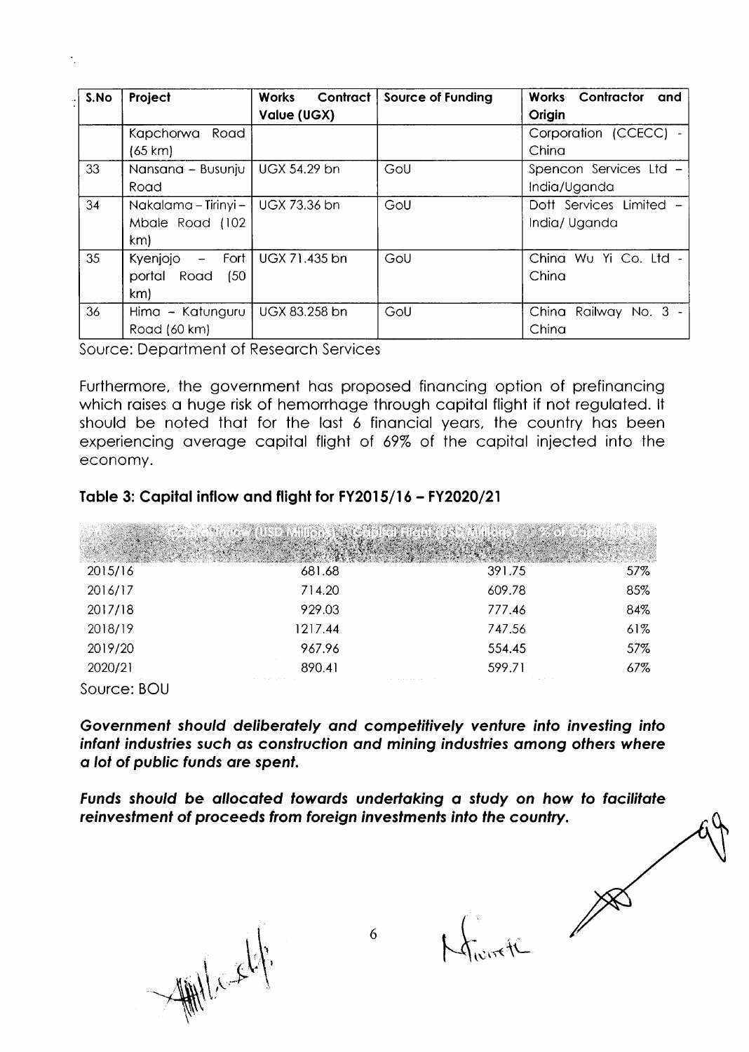| S.No | Project | Works Contract Value (UGX) | Source of Funding | Works Contractor and Origin |
|---|---|---|---|---|
| | Kapchorwa Road (65 km) | | | Corporation (CCECC) - China |
| 33 | Nansana – Busunju Road | UGX 54.29 bn | GoU | Spencon Services Ltd – India/Uganda |
| 34 | Nakalama – Tirinyi – Mbale Road (102 km) | UGX 73.36 bn | GoU | Dott Services Limited – India/ Uganda |
| 35 | Kyenjojo – Fort portal Road (50 km) | UGX 71.435 bn | GoU | China Wu Yi Co. Ltd - China |
| 36 | Hima – Katunguru Road (60 km) | UGX 83.258 bn | GoU | China Railway No. 3 - China |

Source: Department of Research Services

Furthermore, the government has proposed financing option of prefinancing which raises a huge risk of hemorrhage through capital flight if not regulated. It should be noted that for the last 6 financial years, the country has been experiencing average capital flight of 69% of the capital injected into the economy.

**Table 3: Capital inflow and flight for FY2015/16 – FY2020/21**

| FY | Capital Inflow (USD Millions) | Capital Flight (USD Millions) | % of Capital flight |
|---|---|---|---|
| 2015/16 | 681.68 | 391.75 | 57% |
| 2016/17 | 714.20 | 609.78 | 85% |
| 2017/18 | 929.03 | 777.46 | 84% |
| 2018/19 | 1217.44 | 747.56 | 61% |
| 2019/20 | 967.96 | 554.45 | 57% |
| 2020/21 | 890.41 | 599.71 | 67% |

Source: BOU

***Government should deliberately and competitively venture into investing into infant industries such as construction and mining industries among others where a lot of public funds are spent.***

***Funds should be allocated towards undertaking a study on how to facilitate reinvestment of proceeds from foreign investments into the country.***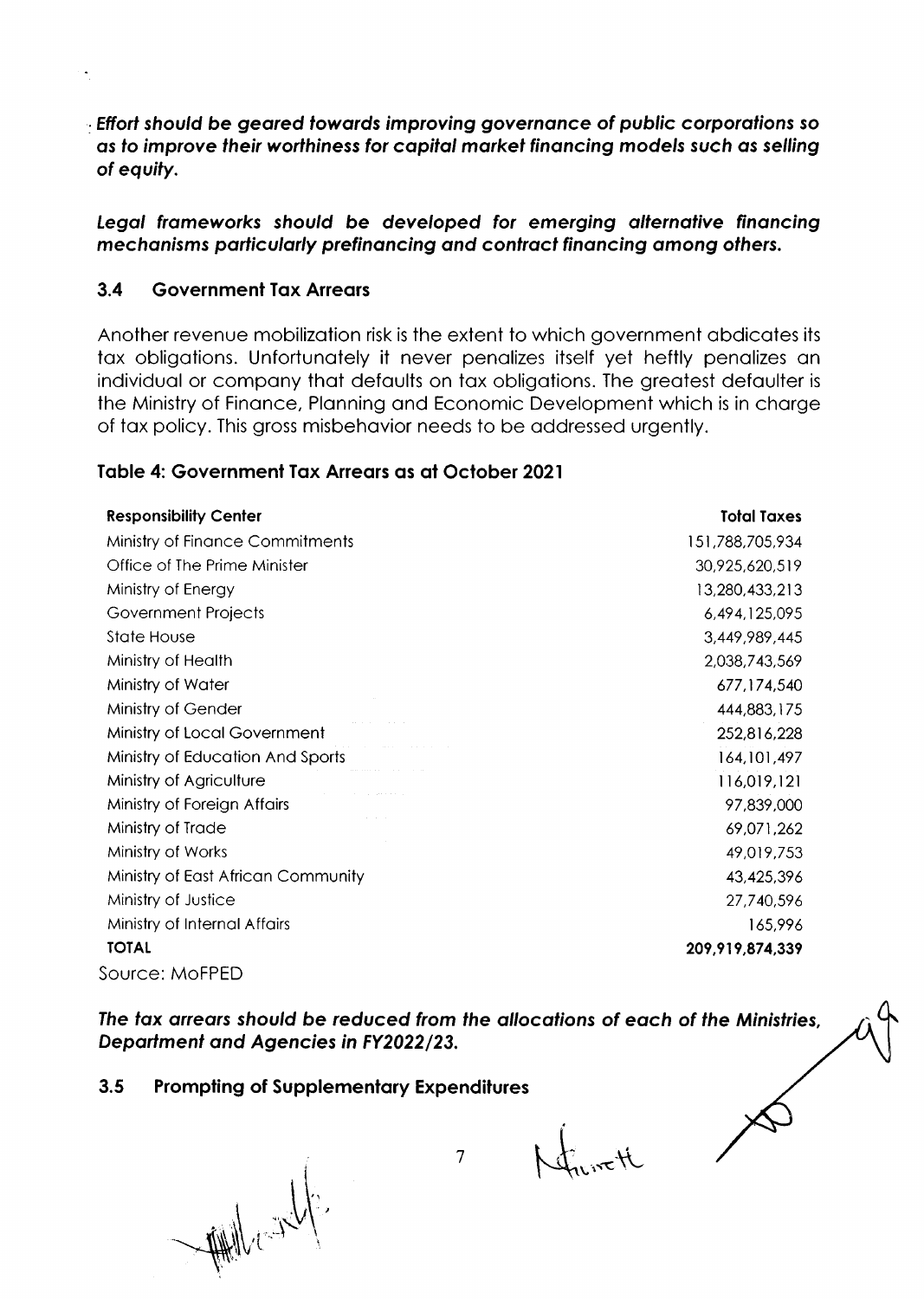***Effort should be geared towards improving governance of public corporations so as to improve their worthiness for capital market financing models such as selling of equity.***

***Legal frameworks should be developed for emerging alternative financing mechanisms particularly prefinancing and contract financing among others.***

### 3.4 Government Tax Arrears

Another revenue mobilization risk is the extent to which government abdicates its tax obligations. Unfortunately it never penalizes itself yet heftly penalizes an individual or company that defaults on tax obligations. The greatest defaulter is the Ministry of Finance, Planning and Economic Development which is in charge of tax policy. This gross misbehavior needs to be addressed urgently.

**Table 4: Government Tax Arrears as at October 2021**

| Responsibility Center | Total Taxes |
|---|---:|
| Ministry of Finance Commitments | 151,788,705,934 |
| Office of The Prime Minister | 30,925,620,519 |
| Ministry of Energy | 13,280,433,213 |
| Government Projects | 6,494,125,095 |
| State House | 3,449,989,445 |
| Ministry of Health | 2,038,743,569 |
| Ministry of Water | 677,174,540 |
| Ministry of Gender | 444,883,175 |
| Ministry of Local Government | 252,816,228 |
| Ministry of Education And Sports | 164,101,497 |
| Ministry of Agriculture | 116,019,121 |
| Ministry of Foreign Affairs | 97,839,000 |
| Ministry of Trade | 69,071,262 |
| Ministry of Works | 49,019,753 |
| Ministry of East African Community | 43,425,396 |
| Ministry of Justice | 27,740,596 |
| Ministry of Internal Affairs | 165,996 |
| **TOTAL** | **209,919,874,339** |

Source: MoFPED

***The tax arrears should be reduced from the allocations of each of the Ministries, Department and Agencies in FY2022/23.***

### 3.5 Prompting of Supplementary Expenditures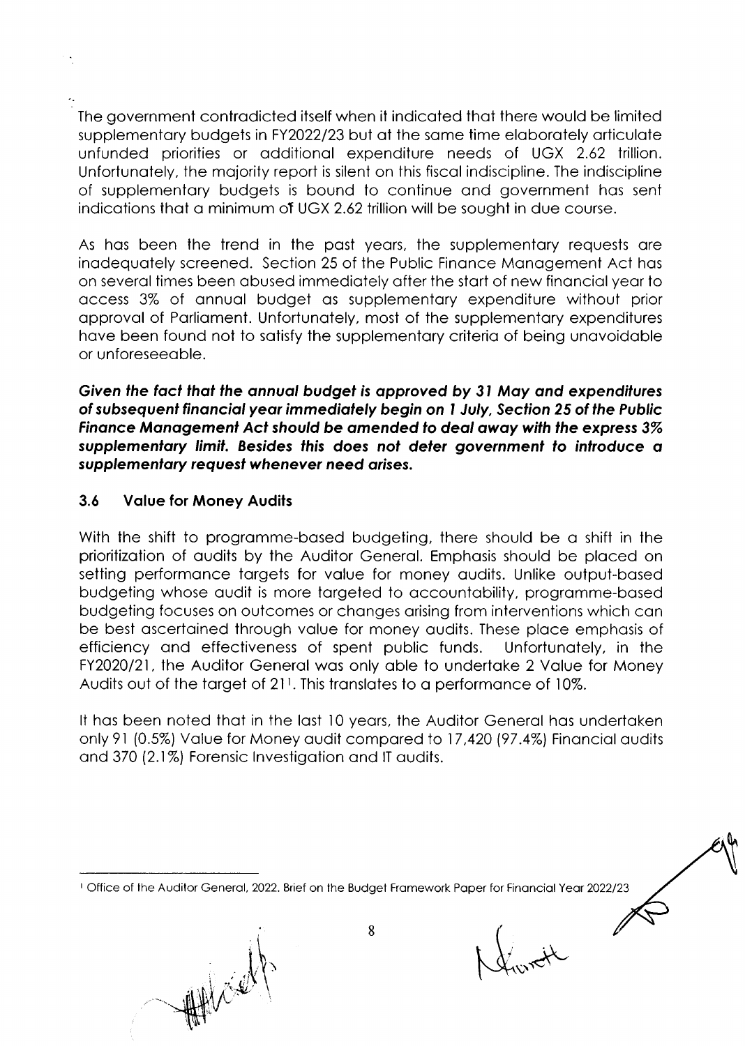The government contradicted itself when it indicated that there would be limited supplementary budgets in FY2022/23 but at the same time elaborately articulate unfunded priorities or additional expenditure needs of UGX 2.62 trillion. Unfortunately, the majority report is silent on this fiscal indiscipline. The indiscipline of supplementary budgets is bound to continue and government has sent indications that a minimum of UGX 2.62 trillion will be sought in due course.

As has been the trend in the past years, the supplementary requests are inadequately screened. Section 25 of the Public Finance Management Act has on several times been abused immediately after the start of new financial year to access 3% of annual budget as supplementary expenditure without prior approval of Parliament. Unfortunately, most of the supplementary expenditures have been found not to satisfy the supplementary criteria of being unavoidable or unforeseeable.

***Given the fact that the annual budget is approved by 31 May and expenditures of subsequent financial year immediately begin on 1 July, Section 25 of the Public Finance Management Act should be amended to deal away with the express 3% supplementary limit. Besides this does not deter government to introduce a supplementary request whenever need arises.***

### 3.6 Value for Money Audits

With the shift to programme-based budgeting, there should be a shift in the prioritization of audits by the Auditor General. Emphasis should be placed on setting performance targets for value for money audits. Unlike output-based budgeting whose audit is more targeted to accountability, programme-based budgeting focuses on outcomes or changes arising from interventions which can be best ascertained through value for money audits. These place emphasis of efficiency and effectiveness of spent public funds. Unfortunately, in the FY2020/21, the Auditor General was only able to undertake 2 Value for Money Audits out of the target of 21[1]. This translates to a performance of 10%.

It has been noted that in the last 10 years, the Auditor General has undertaken only 91 (0.5%) Value for Money audit compared to 17,420 (97.4%) Financial audits and 370 (2.1%) Forensic Investigation and IT audits.

---

[1] Office of the Auditor General, 2022. Brief on the Budget Framework Paper for Financial Year 2022/23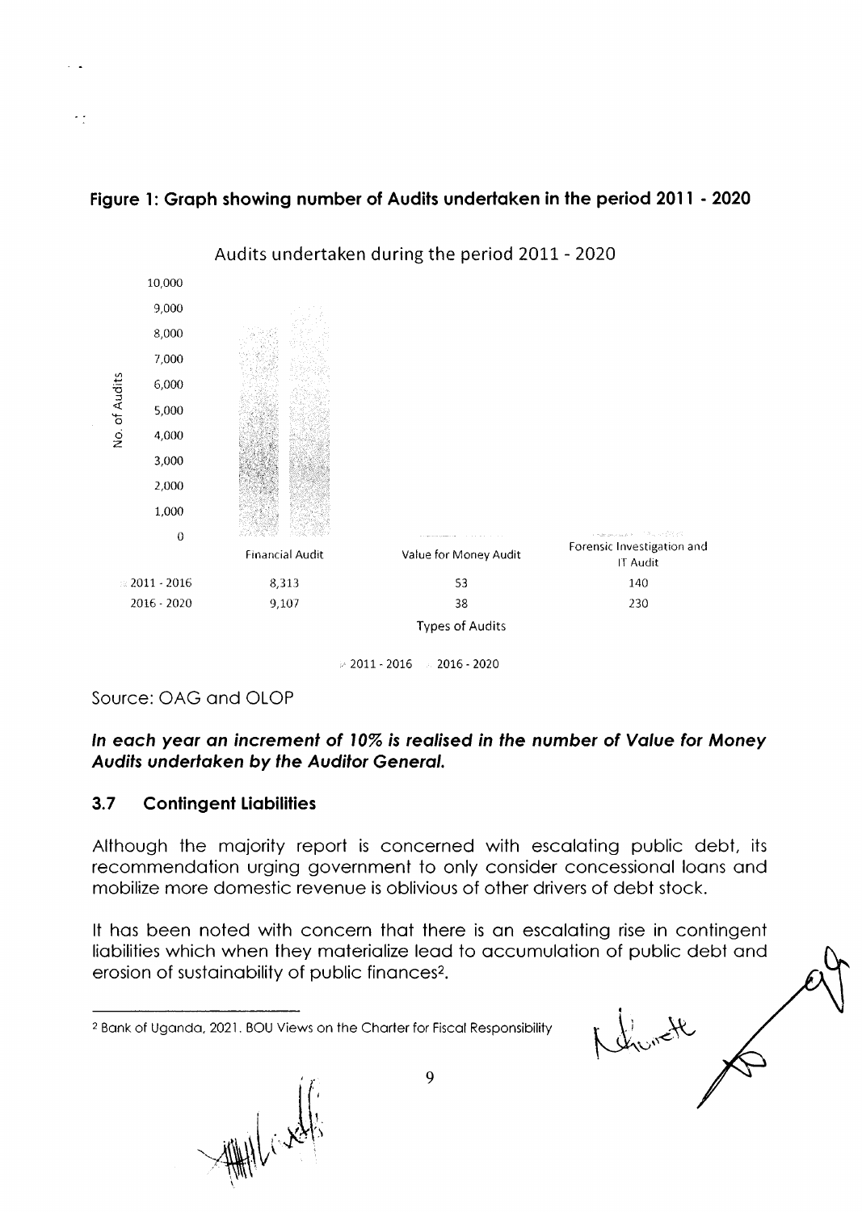**Figure 1: Graph showing number of Audits undertaken in the period 2011 - 2020**

Audits undertaken during the period 2011 - 2020

| | Financial Audit | Value for Money Audit | Forensic Investigation and IT Audit |
|---|---|---|---|
| 2011 - 2016 | 8,313 | 53 | 140 |
| 2016 - 2020 | 9,107 | 38 | 230 |

Source: OAG and OLOP

***In each year an increment of 10% is realised in the number of Value for Money Audits undertaken by the Auditor General.***

### 3.7 Contingent Liabilities

Although the majority report is concerned with escalating public debt, its recommendation urging government to only consider concessional loans and mobilize more domestic revenue is oblivious of other drivers of debt stock.

It has been noted with concern that there is an escalating rise in contingent liabilities which when they materialize lead to accumulation of public debt and erosion of sustainability of public finances[2].

[2] Bank of Uganda, 2021. BOU Views on the Charter for Fiscal Responsibility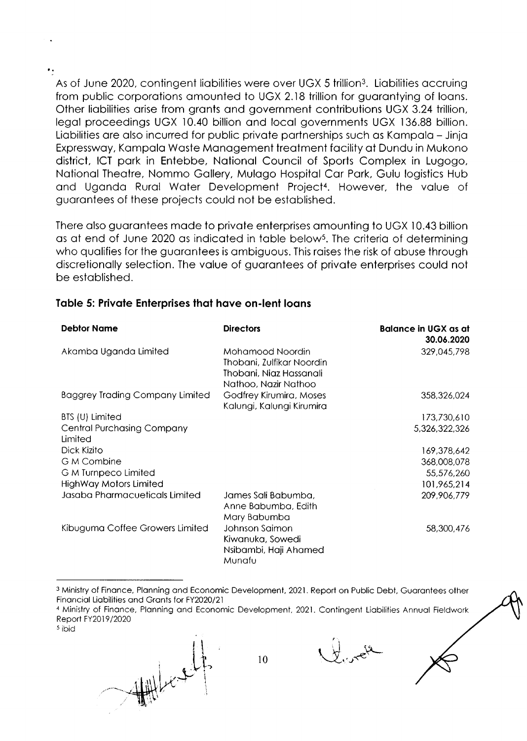As of June 2020, contingent liabilities were over UGX 5 trillion[3]. Liabilities accruing from public corporations amounted to UGX 2.18 trillion for guarantying of loans. Other liabilities arise from grants and government contributions UGX 3.24 trillion, legal proceedings UGX 10.40 billion and local governments UGX 136.88 billion. Liabilities are also incurred for public private partnerships such as Kampala – Jinja Expressway, Kampala Waste Management treatment facility at Dundu in Mukono district, ICT park in Entebbe, National Council of Sports Complex in Lugogo, National Theatre, Nommo Gallery, Mulago Hospital Car Park, Gulu logistics Hub and Uganda Rural Water Development Project[4]. However, the value of guarantees of these projects could not be established.

There also guarantees made to private enterprises amounting to UGX 10.43 billion as at end of June 2020 as indicated in table below[5]. The criteria of determining who qualifies for the guarantees is ambiguous. This raises the risk of abuse through discretionally selection. The value of guarantees of private enterprises could not be established.

**Table 5: Private Enterprises that have on-lent loans**

| Debtor Name | Directors | Balance in UGX as at 30.06.2020 |
|---|---|---|
| Akamba Uganda Limited | Mohamood Noordin Thobani, Zulfikar Noordin Thobani, Niaz Hassanali Nathoo, Nazir Nathoo | 329,045,798 |
| Baggrey Trading Company Limited | Godfrey Kirumira, Moses Kalungi, Kalungi Kirumira | 358,326,024 |
| BTS (U) Limited | | 173,730,610 |
| Central Purchasing Company Limited | | 5,326,322,326 |
| Dick Kizito | | 169,378,642 |
| G M Combine | | 368,008,078 |
| G M Turnpeco Limited | | 55,576,260 |
| HighWay Motors Limited | | 101,965,214 |
| Jasaba Pharmacueticals Limited | James Sali Babumba, Anne Babumba, Edith Mary Babumba | 209,906,779 |
| Kibuguma Coffee Growers Limited | Johnson Saimon Kiwanuka, Sowedi Nsibambi, Haji Ahamed Munafu | 58,300,476 |

[3] Ministry of Finance, Planning and Economic Development, 2021. Report on Public Debt, Guarantees other Financial Liabilities and Grants for FY2020/21

[4] Ministry of Finance, Planning and Economic Development, 2021. Contingent Liabilities Annual Fieldwork Report FY2019/2020

[5] ibid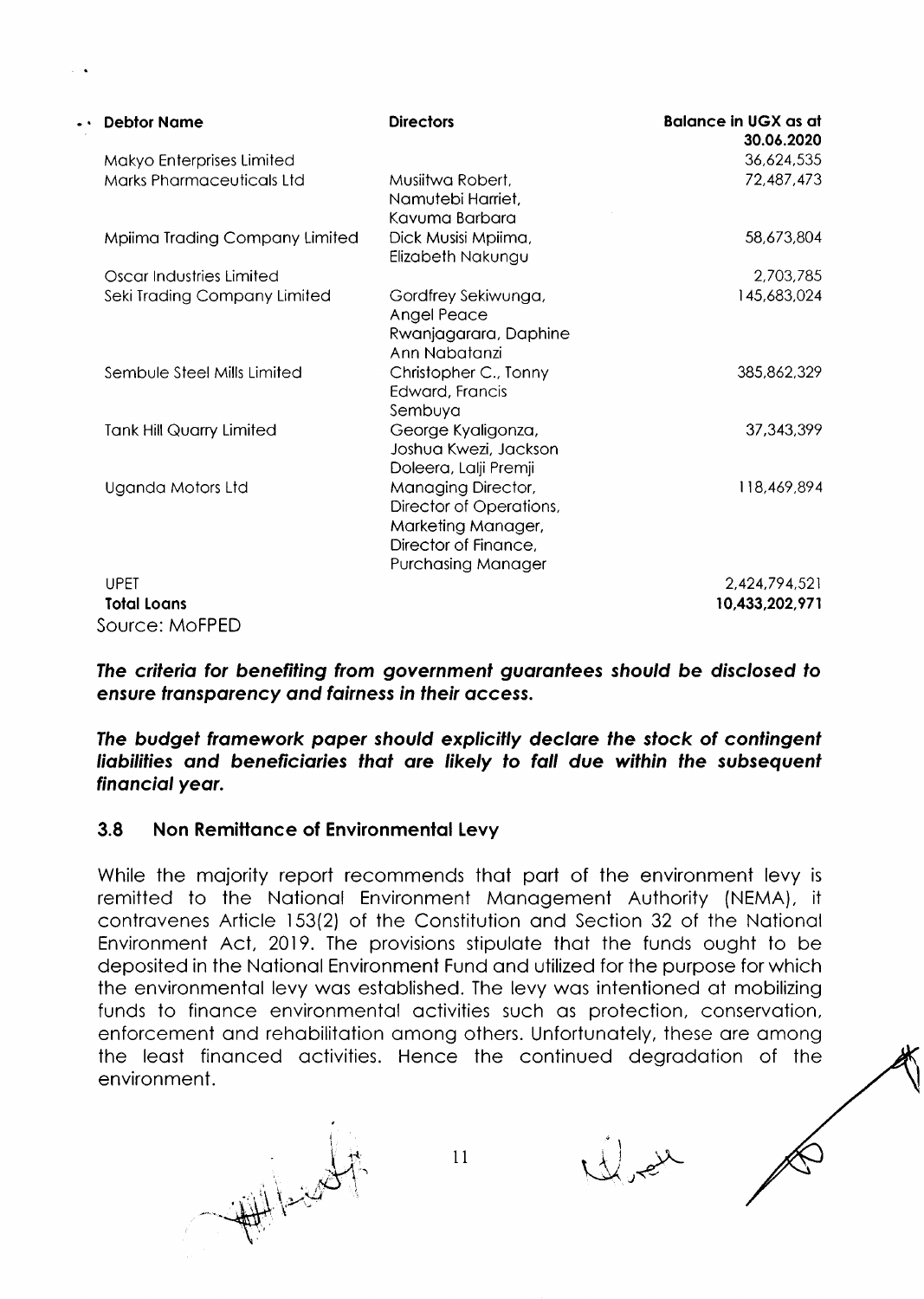| Debtor Name | Directors | Balance in UGX as at 30.06.2020 |
|---|---|---|
| Makyo Enterprises Limited | | 36,624,535 |
| Marks Pharmaceuticals Ltd | Musiitwa Robert, Namutebi Harriet, Kavuma Barbara | 72,487,473 |
| Mpiima Trading Company Limited | Dick Musisi Mpiima, Elizabeth Nakungu | 58,673,804 |
| Oscar Industries Limited | | 2,703,785 |
| Seki Trading Company Limited | Gordfrey Sekiwunga, Angel Peace Rwanjagarara, Daphine Ann Nabatanzi | 145,683,024 |
| Sembule Steel Mills Limited | Christopher C., Tonny Edward, Francis Sembuya | 385,862,329 |
| Tank Hill Quarry Limited | George Kyaligonza, Joshua Kwezi, Jackson Doleera, Lalji Premji | 37,343,399 |
| Uganda Motors Ltd | Managing Director, Director of Operations, Marketing Manager, Director of Finance, Purchasing Manager | 118,469,894 |
| UPET | | 2,424,794,521 |
| **Total Loans** | | **10,433,202,971** |

Source: MoFPED

***The criteria for benefiting from government guarantees should be disclosed to ensure transparency and fairness in their access.***

***The budget framework paper should explicitly declare the stock of contingent liabilities and beneficiaries that are likely to fall due within the subsequent financial year.***

### 3.8 Non Remittance of Environmental Levy

While the majority report recommends that part of the environment levy is remitted to the National Environment Management Authority (NEMA), it contravenes Article 153(2) of the Constitution and Section 32 of the National Environment Act, 2019. The provisions stipulate that the funds ought to be deposited in the National Environment Fund and utilized for the purpose for which the environmental levy was established. The levy was intentioned at mobilizing funds to finance environmental activities such as protection, conservation, enforcement and rehabilitation among others. Unfortunately, these are among the least financed activities. Hence the continued degradation of the environment.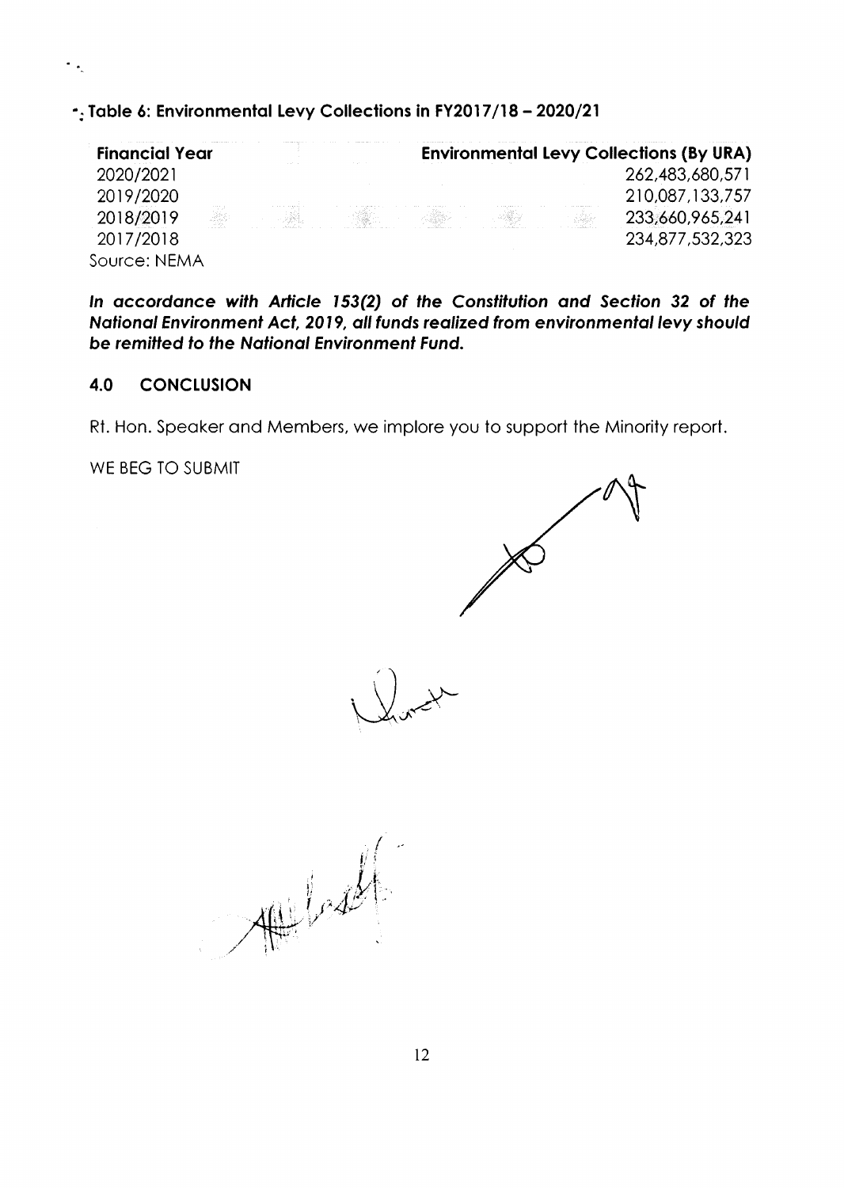**Table 6: Environmental Levy Collections in FY2017/18 – 2020/21**

| Financial Year | Environmental Levy Collections (By URA) |
|---|---|
| 2020/2021 | 262,483,680,571 |
| 2019/2020 | 210,087,133,757 |
| 2018/2019 | 233,660,965,241 |
| 2017/2018 | 234,877,532,323 |

Source: NEMA

***In accordance with Article 153(2) of the Constitution and Section 32 of the National Environment Act, 2019, all funds realized from environmental levy should be remitted to the National Environment Fund.***

## 4.0 CONCLUSION

Rt. Hon. Speaker and Members, we implore you to support the Minority report.

WE BEG TO SUBMIT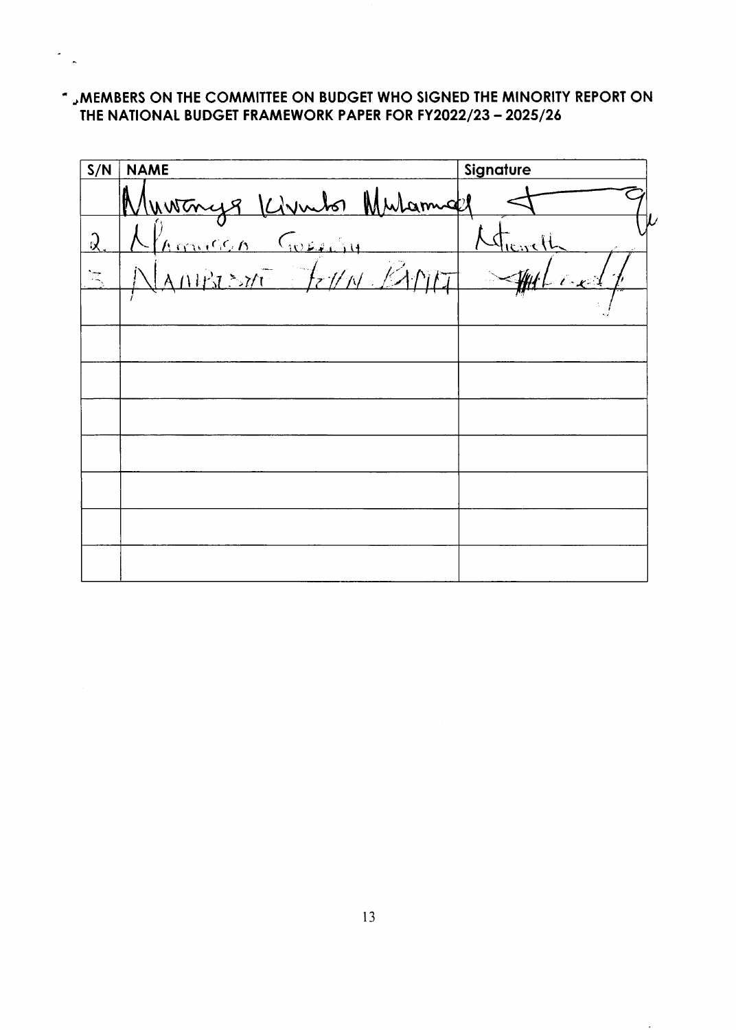# MEMBERS ON THE COMMITTEE ON BUDGET WHO SIGNED THE MINORITY REPORT ON THE NATIONAL BUDGET FRAMEWORK PAPER FOR FY2022/23 – 2025/26

| S/N | NAME | Signature |
|---|---|---|
| | Muwanga Kivumbi Muhammad | |
| 2. | Afamusa Gonzaga | |
| 3. | NAMBESHE JOHN BAPTIST | |
| | | |
| | | |
| | | |
| | | |
| | | |
| | | |
| | | |
| | | |